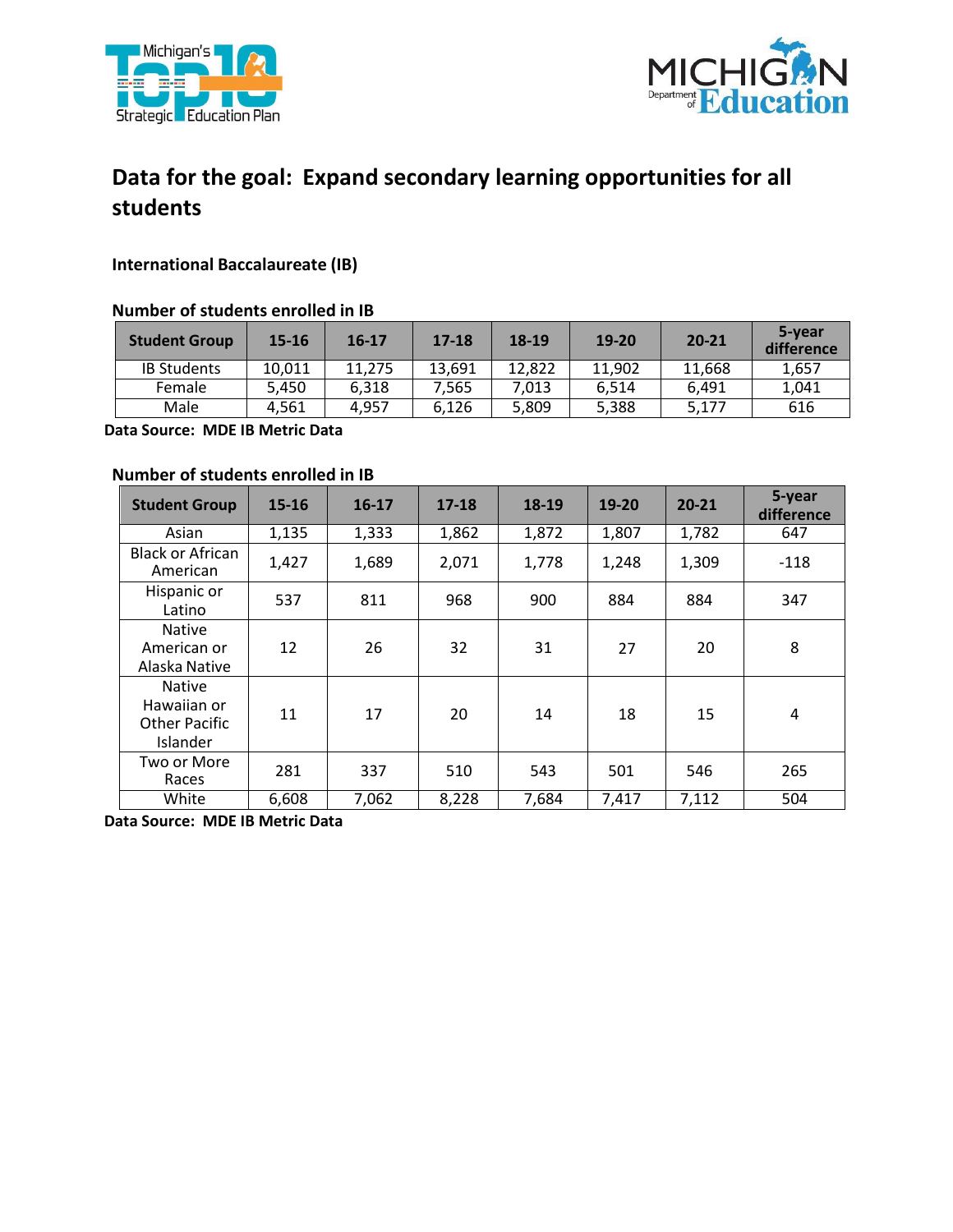## Data for the goal: Expand secondary learning opportunities for all students

### International Baccalaureate (IB)

**Number of students enrolled in IB**

| Student Group | 15-16 | 16-17 | 17-18 | 18-19 | 19-20 | 20-21 | 5-year difference |
|---|---|---|---|---|---|---|---|
| IB Students | 10,011 | 11,275 | 13,691 | 12,822 | 11,902 | 11,668 | 1,657 |
| Female | 5,450 | 6,318 | 7,565 | 7,013 | 6,514 | 6,491 | 1,041 |
| Male | 4,561 | 4,957 | 6,126 | 5,809 | 5,388 | 5,177 | 616 |

**Data Source: MDE IB Metric Data**

**Number of students enrolled in IB**

| Student Group | 15-16 | 16-17 | 17-18 | 18-19 | 19-20 | 20-21 | 5-year difference |
|---|---|---|---|---|---|---|---|
| Asian | 1,135 | 1,333 | 1,862 | 1,872 | 1,807 | 1,782 | 647 |
| Black or African American | 1,427 | 1,689 | 2,071 | 1,778 | 1,248 | 1,309 | -118 |
| Hispanic or Latino | 537 | 811 | 968 | 900 | 884 | 884 | 347 |
| Native American or Alaska Native | 12 | 26 | 32 | 31 | 27 | 20 | 8 |
| Native Hawaiian or Other Pacific Islander | 11 | 17 | 20 | 14 | 18 | 15 | 4 |
| Two or More Races | 281 | 337 | 510 | 543 | 501 | 546 | 265 |
| White | 6,608 | 7,062 | 8,228 | 7,684 | 7,417 | 7,112 | 504 |

**Data Source: MDE IB Metric Data**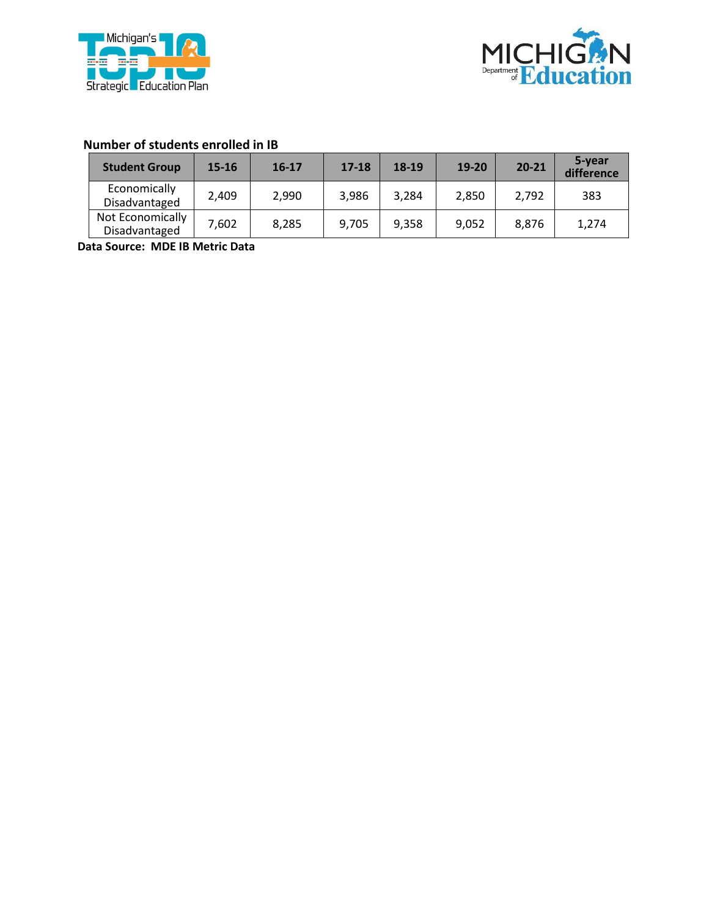**Number of students enrolled in IB**

| Student Group | 15-16 | 16-17 | 17-18 | 18-19 | 19-20 | 20-21 | 5-year difference |
|---|---|---|---|---|---|---|---|
| Economically Disadvantaged | 2,409 | 2,990 | 3,986 | 3,284 | 2,850 | 2,792 | 383 |
| Not Economically Disadvantaged | 7,602 | 8,285 | 9,705 | 9,358 | 9,052 | 8,876 | 1,274 |

**Data Source: MDE IB Metric Data**